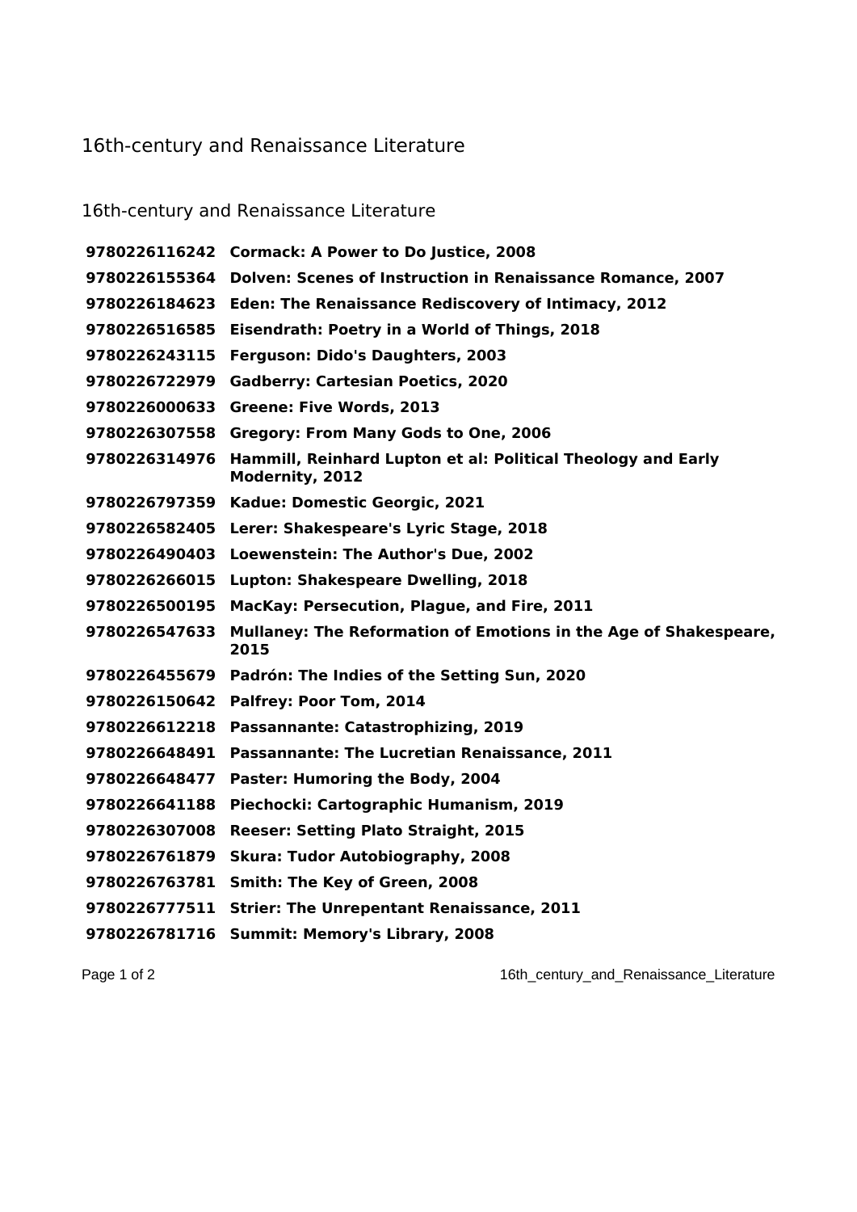# 16th-century and Renaissance Literature

## 16th-century and Renaissance Literature

| | |
|---|---|
| **9780226116242** | **Cormack: A Power to Do Justice, 2008** |
| **9780226155364** | **Dolven: Scenes of Instruction in Renaissance Romance, 2007** |
| **9780226184623** | **Eden: The Renaissance Rediscovery of Intimacy, 2012** |
| **9780226516585** | **Eisendrath: Poetry in a World of Things, 2018** |
| **9780226243115** | **Ferguson: Dido's Daughters, 2003** |
| **9780226722979** | **Gadberry: Cartesian Poetics, 2020** |
| **9780226000633** | **Greene: Five Words, 2013** |
| **9780226307558** | **Gregory: From Many Gods to One, 2006** |
| **9780226314976** | **Hammill, Reinhard Lupton et al: Political Theology and Early Modernity, 2012** |
| **9780226797359** | **Kadue: Domestic Georgic, 2021** |
| **9780226582405** | **Lerer: Shakespeare's Lyric Stage, 2018** |
| **9780226490403** | **Loewenstein: The Author's Due, 2002** |
| **9780226266015** | **Lupton: Shakespeare Dwelling, 2018** |
| **9780226500195** | **MacKay: Persecution, Plague, and Fire, 2011** |
| **9780226547633** | **Mullaney: The Reformation of Emotions in the Age of Shakespeare, 2015** |
| **9780226455679** | **Padrón: The Indies of the Setting Sun, 2020** |
| **9780226150642** | **Palfrey: Poor Tom, 2014** |
| **9780226612218** | **Passannante: Catastrophizing, 2019** |
| **9780226648491** | **Passannante: The Lucretian Renaissance, 2011** |
| **9780226648477** | **Paster: Humoring the Body, 2004** |
| **9780226641188** | **Piechocki: Cartographic Humanism, 2019** |
| **9780226307008** | **Reeser: Setting Plato Straight, 2015** |
| **9780226761879** | **Skura: Tudor Autobiography, 2008** |
| **9780226763781** | **Smith: The Key of Green, 2008** |
| **9780226777511** | **Strier: The Unrepentant Renaissance, 2011** |
| **9780226781716** | **Summit: Memory's Library, 2008** |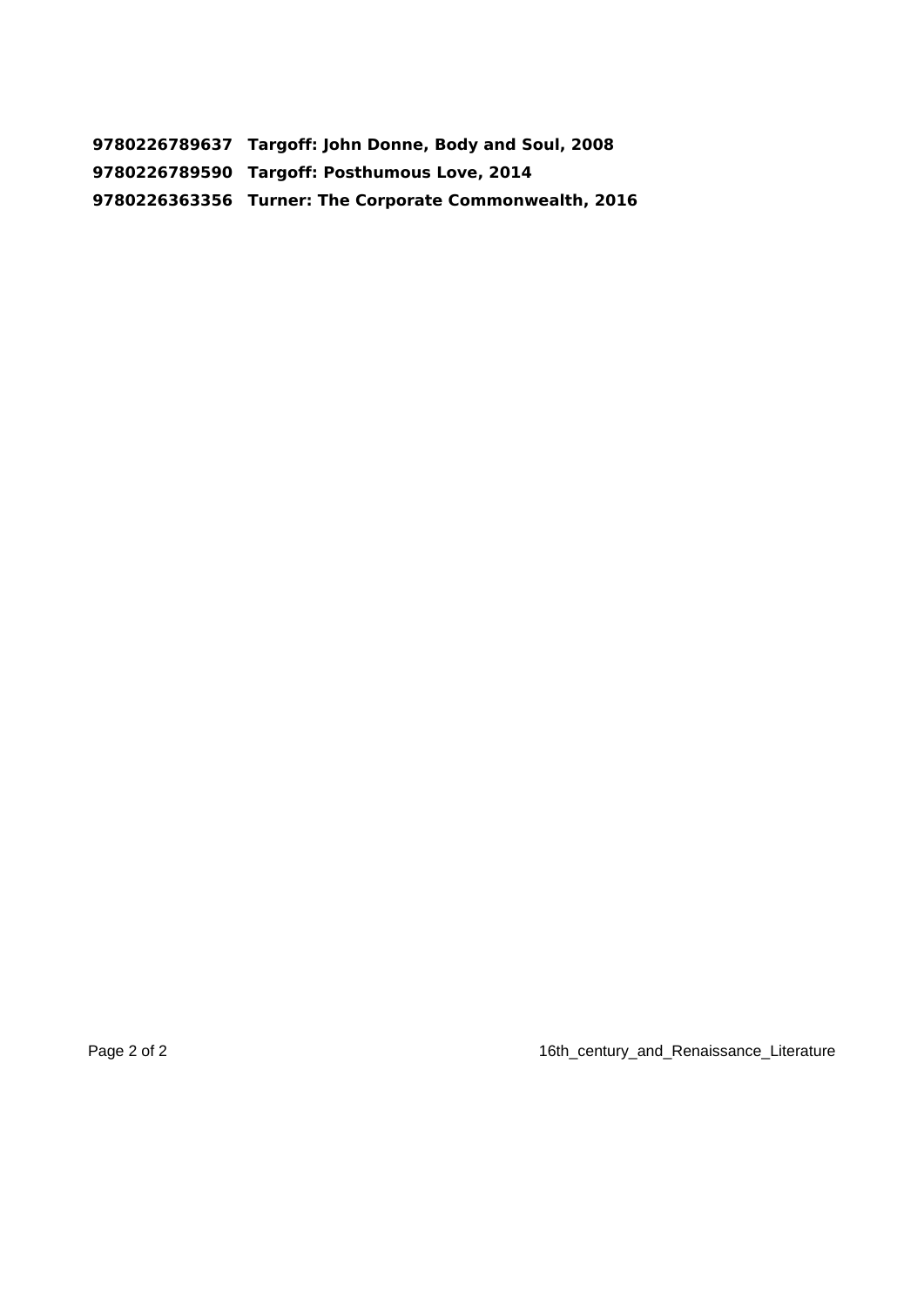**9780226789637 Targoff: John Donne, Body and Soul, 2008**

**9780226789590 Targoff: Posthumous Love, 2014**

**9780226363356 Turner: The Corporate Commonwealth, 2016**